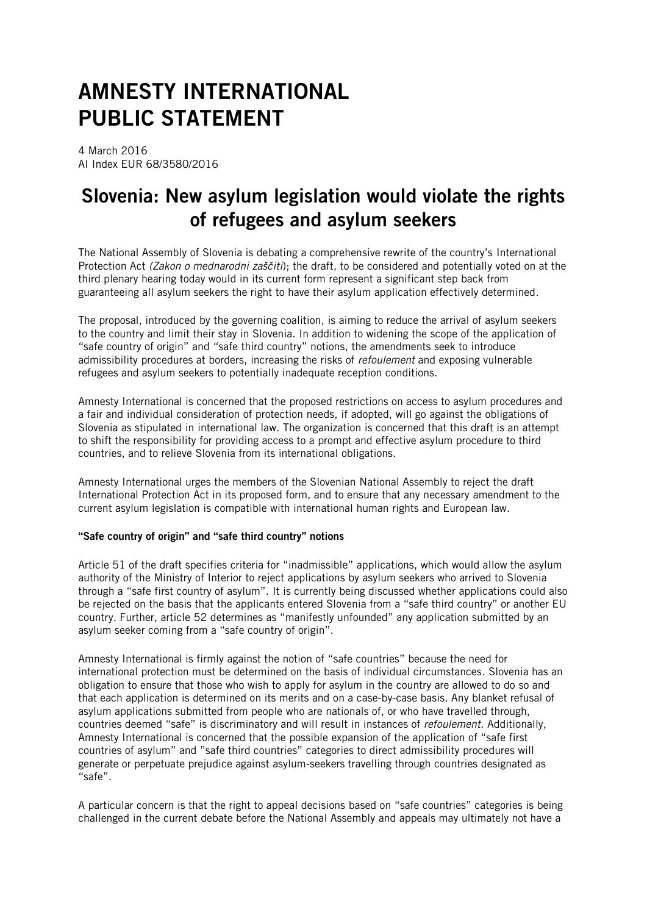# AMNESTY INTERNATIONAL PUBLIC STATEMENT

4 March 2016
AI Index EUR 68/3580/2016

## Slovenia: New asylum legislation would violate the rights of refugees and asylum seekers

The National Assembly of Slovenia is debating a comprehensive rewrite of the country's International Protection Act *(Zakon o mednarodni zaščiti)*; the draft, to be considered and potentially voted on at the third plenary hearing today would in its current form represent a significant step back from guaranteeing all asylum seekers the right to have their asylum application effectively determined.

The proposal, introduced by the governing coalition, is aiming to reduce the arrival of asylum seekers to the country and limit their stay in Slovenia. In addition to widening the scope of the application of "safe country of origin" and "safe third country" notions, the amendments seek to introduce admissibility procedures at borders, increasing the risks of *refoulement* and exposing vulnerable refugees and asylum seekers to potentially inadequate reception conditions.

Amnesty International is concerned that the proposed restrictions on access to asylum procedures and a fair and individual consideration of protection needs, if adopted, will go against the obligations of Slovenia as stipulated in international law. The organization is concerned that this draft is an attempt to shift the responsibility for providing access to a prompt and effective asylum procedure to third countries, and to relieve Slovenia from its international obligations.

Amnesty International urges the members of the Slovenian National Assembly to reject the draft International Protection Act in its proposed form, and to ensure that any necessary amendment to the current asylum legislation is compatible with international human rights and European law.

**"Safe country of origin" and "safe third country" notions**

Article 51 of the draft specifies criteria for "inadmissible" applications, which would allow the asylum authority of the Ministry of Interior to reject applications by asylum seekers who arrived to Slovenia through a "safe first country of asylum". It is currently being discussed whether applications could also be rejected on the basis that the applicants entered Slovenia from a "safe third country" or another EU country. Further, article 52 determines as "manifestly unfounded" any application submitted by an asylum seeker coming from a "safe country of origin".

Amnesty International is firmly against the notion of "safe countries" because the need for international protection must be determined on the basis of individual circumstances. Slovenia has an obligation to ensure that those who wish to apply for asylum in the country are allowed to do so and that each application is determined on its merits and on a case-by-case basis. Any blanket refusal of asylum applications submitted from people who are nationals of, or who have travelled through, countries deemed "safe" is discriminatory and will result in instances of *refoulement*. Additionally, Amnesty International is concerned that the possible expansion of the application of "safe first countries of asylum" and "safe third countries" categories to direct admissibility procedures will generate or perpetuate prejudice against asylum-seekers travelling through countries designated as "safe".

A particular concern is that the right to appeal decisions based on "safe countries" categories is being challenged in the current debate before the National Assembly and appeals may ultimately not have a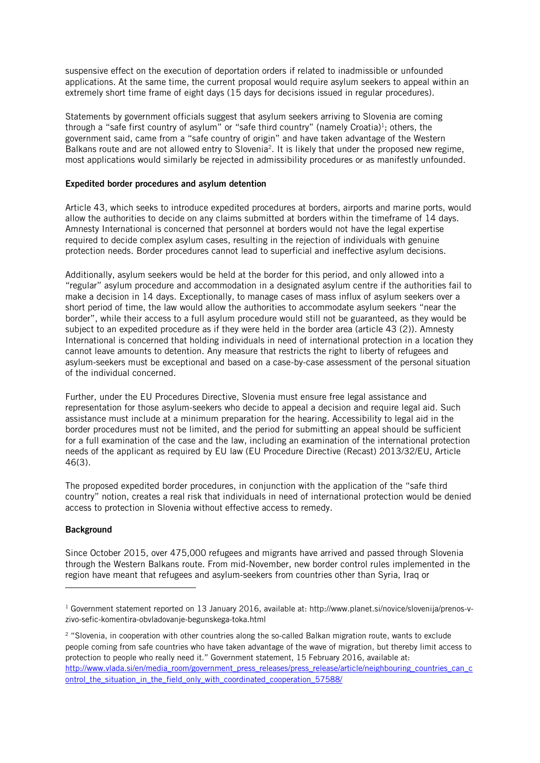suspensive effect on the execution of deportation orders if related to inadmissible or unfounded applications. At the same time, the current proposal would require asylum seekers to appeal within an extremely short time frame of eight days (15 days for decisions issued in regular procedures).

Statements by government officials suggest that asylum seekers arriving to Slovenia are coming through a "safe first country of asylum" or "safe third country" (namely Croatia)[1]; others, the government said, came from a "safe country of origin" and have taken advantage of the Western Balkans route and are not allowed entry to Slovenia[2]. It is likely that under the proposed new regime, most applications would similarly be rejected in admissibility procedures or as manifestly unfounded.

**Expedited border procedures and asylum detention**

Article 43, which seeks to introduce expedited procedures at borders, airports and marine ports, would allow the authorities to decide on any claims submitted at borders within the timeframe of 14 days. Amnesty International is concerned that personnel at borders would not have the legal expertise required to decide complex asylum cases, resulting in the rejection of individuals with genuine protection needs. Border procedures cannot lead to superficial and ineffective asylum decisions.

Additionally, asylum seekers would be held at the border for this period, and only allowed into a "regular" asylum procedure and accommodation in a designated asylum centre if the authorities fail to make a decision in 14 days. Exceptionally, to manage cases of mass influx of asylum seekers over a short period of time, the law would allow the authorities to accommodate asylum seekers "near the border", while their access to a full asylum procedure would still not be guaranteed, as they would be subject to an expedited procedure as if they were held in the border area (article 43 (2)). Amnesty International is concerned that holding individuals in need of international protection in a location they cannot leave amounts to detention. Any measure that restricts the right to liberty of refugees and asylum-seekers must be exceptional and based on a case-by-case assessment of the personal situation of the individual concerned.

Further, under the EU Procedures Directive, Slovenia must ensure free legal assistance and representation for those asylum-seekers who decide to appeal a decision and require legal aid. Such assistance must include at a minimum preparation for the hearing. Accessibility to legal aid in the border procedures must not be limited, and the period for submitting an appeal should be sufficient for a full examination of the case and the law, including an examination of the international protection needs of the applicant as required by EU law (EU Procedure Directive (Recast) 2013/32/EU, Article 46(3).

The proposed expedited border procedures, in conjunction with the application of the "safe third country" notion, creates a real risk that individuals in need of international protection would be denied access to protection in Slovenia without effective access to remedy.

**Background**

Since October 2015, over 475,000 refugees and migrants have arrived and passed through Slovenia through the Western Balkans route. From mid-November, new border control rules implemented in the region have meant that refugees and asylum-seekers from countries other than Syria, Iraq or

---

[1] Government statement reported on 13 January 2016, available at: http://www.planet.si/novice/slovenija/prenos-v-zivo-sefic-komentira-obvladovanje-begunskega-toka.html

[2] "Slovenia, in cooperation with other countries along the so-called Balkan migration route, wants to exclude people coming from safe countries who have taken advantage of the wave of migration, but thereby limit access to protection to people who really need it." Government statement, 15 February 2016, available at: http://www.vlada.si/en/media_room/government_press_releases/press_release/article/neighbouring_countries_can_control_the_situation_in_the_field_only_with_coordinated_cooperation_57588/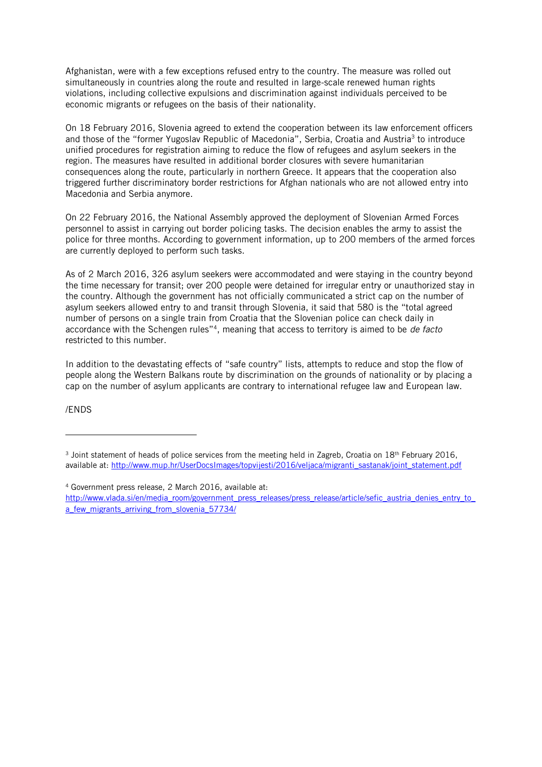Afghanistan, were with a few exceptions refused entry to the country. The measure was rolled out simultaneously in countries along the route and resulted in large-scale renewed human rights violations, including collective expulsions and discrimination against individuals perceived to be economic migrants or refugees on the basis of their nationality.

On 18 February 2016, Slovenia agreed to extend the cooperation between its law enforcement officers and those of the "former Yugoslav Republic of Macedonia", Serbia, Croatia and Austria[3] to introduce unified procedures for registration aiming to reduce the flow of refugees and asylum seekers in the region. The measures have resulted in additional border closures with severe humanitarian consequences along the route, particularly in northern Greece. It appears that the cooperation also triggered further discriminatory border restrictions for Afghan nationals who are not allowed entry into Macedonia and Serbia anymore.

On 22 February 2016, the National Assembly approved the deployment of Slovenian Armed Forces personnel to assist in carrying out border policing tasks. The decision enables the army to assist the police for three months. According to government information, up to 200 members of the armed forces are currently deployed to perform such tasks.

As of 2 March 2016, 326 asylum seekers were accommodated and were staying in the country beyond the time necessary for transit; over 200 people were detained for irregular entry or unauthorized stay in the country. Although the government has not officially communicated a strict cap on the number of asylum seekers allowed entry to and transit through Slovenia, it said that 580 is the "total agreed number of persons on a single train from Croatia that the Slovenian police can check daily in accordance with the Schengen rules"[4], meaning that access to territory is aimed to be *de facto* restricted to this number.

In addition to the devastating effects of "safe country" lists, attempts to reduce and stop the flow of people along the Western Balkans route by discrimination on the grounds of nationality or by placing a cap on the number of asylum applicants are contrary to international refugee law and European law.

/ENDS

---

[3] Joint statement of heads of police services from the meeting held in Zagreb, Croatia on 18th February 2016, available at: http://www.mup.hr/UserDocsImages/topvijesti/2016/veljaca/migranti_sastanak/joint_statement.pdf

[4] Government press release, 2 March 2016, available at: http://www.vlada.si/en/media_room/government_press_releases/press_release/article/sefic_austria_denies_entry_to_a_few_migrants_arriving_from_slovenia_57734/